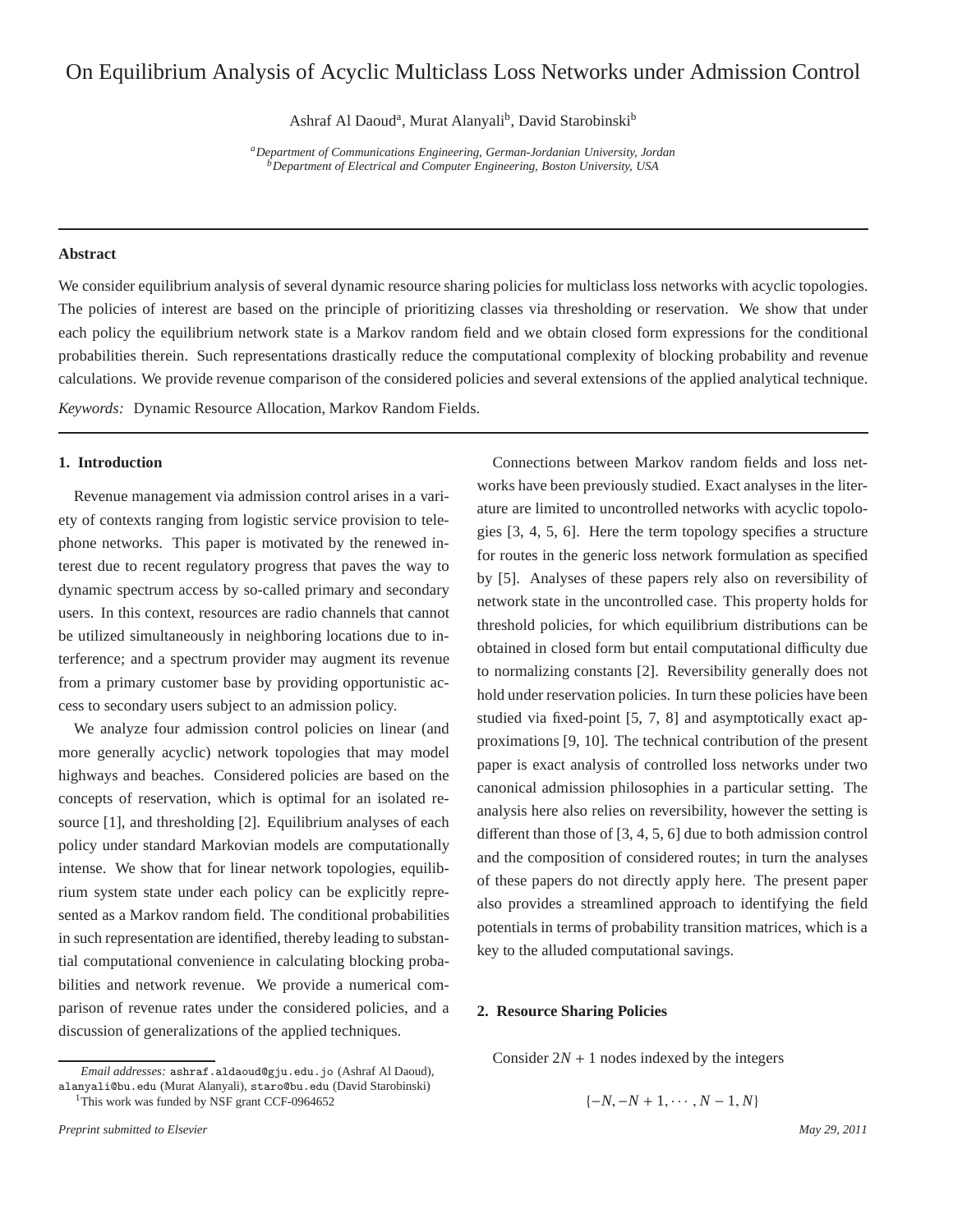# On Equilibrium Analysis of Acyclic Multiclass Loss Networks under Admission Control

Ashraf Al Daoud[a], Murat Alanyali[b], David Starobinski[b]

[a]*Department of Communications Engineering, German-Jordanian University, Jordan*
[b]*Department of Electrical and Computer Engineering, Boston University, USA*

---

**Abstract**

We consider equilibrium analysis of several dynamic resource sharing policies for multiclass loss networks with acyclic topologies. The policies of interest are based on the principle of prioritizing classes via thresholding or reservation. We show that under each policy the equilibrium network state is a Markov random field and we obtain closed form expressions for the conditional probabilities therein. Such representations drastically reduce the computational complexity of blocking probability and revenue calculations. We provide revenue comparison of the considered policies and several extensions of the applied analytical technique.

*Keywords:* Dynamic Resource Allocation, Markov Random Fields.

---

## 1. Introduction

Revenue management via admission control arises in a variety of contexts ranging from logistic service provision to telephone networks. This paper is motivated by the renewed interest due to recent regulatory progress that paves the way to dynamic spectrum access by so-called primary and secondary users. In this context, resources are radio channels that cannot be utilized simultaneously in neighboring locations due to interference; and a spectrum provider may augment its revenue from a primary customer base by providing opportunistic access to secondary users subject to an admission policy.

We analyze four admission control policies on linear (and more generally acyclic) network topologies that may model highways and beaches. Considered policies are based on the concepts of reservation, which is optimal for an isolated resource [1], and thresholding [2]. Equilibrium analyses of each policy under standard Markovian models are computationally intense. We show that for linear network topologies, equilibrium system state under each policy can be explicitly represented as a Markov random field. The conditional probabilities in such representation are identified, thereby leading to substantial computational convenience in calculating blocking probabilities and network revenue. We provide a numerical comparison of revenue rates under the considered policies, and a discussion of generalizations of the applied techniques.

Connections between Markov random fields and loss networks have been previously studied. Exact analyses in the literature are limited to uncontrolled networks with acyclic topologies [3, 4, 5, 6]. Here the term topology specifies a structure for routes in the generic loss network formulation as specified by [5]. Analyses of these papers rely also on reversibility of network state in the uncontrolled case. This property holds for threshold policies, for which equilibrium distributions can be obtained in closed form but entail computational difficulty due to normalizing constants [2]. Reversibility generally does not hold under reservation policies. In turn these policies have been studied via fixed-point [5, 7, 8] and asymptotically exact approximations [9, 10]. The technical contribution of the present paper is exact analysis of controlled loss networks under two canonical admission philosophies in a particular setting. The analysis here also relies on reversibility, however the setting is different than those of [3, 4, 5, 6] due to both admission control and the composition of considered routes; in turn the analyses of these papers do not directly apply here. The present paper also provides a streamlined approach to identifying the field potentials in terms of probability transition matrices, which is a key to the alluded computational savings.

## 2. Resource Sharing Policies

Consider $2N + 1$ nodes indexed by the integers

$$\{-N, -N + 1, \cdots, N - 1, N\}$$

---

*Email addresses:* ashraf.aldaoud@gju.edu.jo (Ashraf Al Daoud), alanyali@bu.edu (Murat Alanyali), staro@bu.edu (David Starobinski)

[1] This work was funded by NSF grant CCF-0964652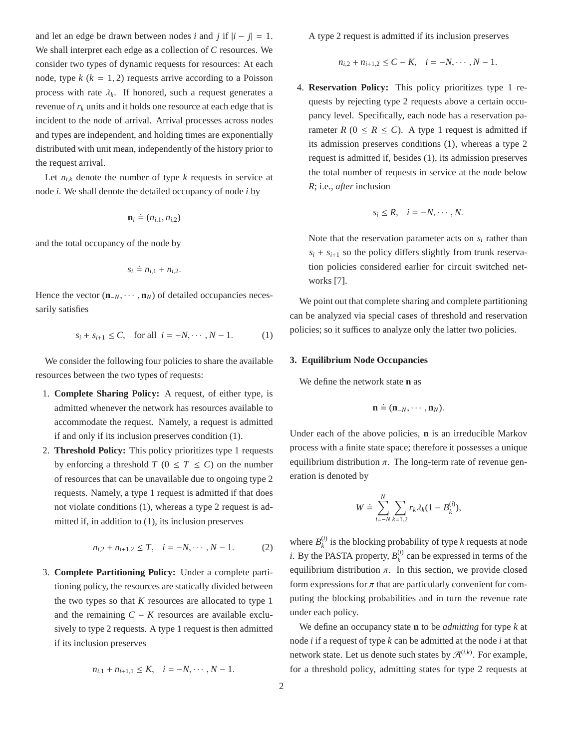and let an edge be drawn between nodes $i$ and $j$ if $|i - j| = 1$. We shall interpret each edge as a collection of $C$ resources. We consider two types of dynamic requests for resources: At each node, type $k$ ($k = 1, 2$) requests arrive according to a Poisson process with rate $\lambda_k$. If honored, such a request generates a revenue of $r_k$ units and it holds one resource at each edge that is incident to the node of arrival. Arrival processes across nodes and types are independent, and holding times are exponentially distributed with unit mean, independently of the history prior to the request arrival.

Let $n_{i,k}$ denote the number of type $k$ requests in service at node $i$. We shall denote the detailed occupancy of node $i$ by

$$\mathbf{n}_i \doteq (n_{i,1}, n_{i,2})$$

and the total occupancy of the node by

$$s_i \doteq n_{i,1} + n_{i,2}.$$

Hence the vector $(\mathbf{n}_{-N}, \cdots, \mathbf{n}_N)$ of detailed occupancies necessarily satisfies

$$s_i + s_{i+1} \leq C, \quad \text{for all } i = -N, \cdots, N-1. \tag{1}$$

We consider the following four policies to share the available resources between the two types of requests:

1. **Complete Sharing Policy:** A request, of either type, is admitted whenever the network has resources available to accommodate the request. Namely, a request is admitted if and only if its inclusion preserves condition (1).
2. **Threshold Policy:** This policy prioritizes type 1 requests by enforcing a threshold $T$ ($0 \leq T \leq C$) on the number of resources that can be unavailable due to ongoing type 2 requests. Namely, a type 1 request is admitted if that does not violate conditions (1), whereas a type 2 request is admitted if, in addition to (1), its inclusion preserves
$$n_{i,2} + n_{i+1,2} \leq T, \quad i = -N, \cdots, N-1. \tag{2}$$
3. **Complete Partitioning Policy:** Under a complete partitioning policy, the resources are statically divided between the two types so that $K$ resources are allocated to type 1 and the remaining $C - K$ resources are available exclusively to type 2 requests. A type 1 request is then admitted if its inclusion preserves
$$n_{i,1} + n_{i+1,1} \leq K, \quad i = -N, \cdots, N-1.$$
A type 2 request is admitted if its inclusion preserves
$$n_{i,2} + n_{i+1,2} \leq C - K, \quad i = -N, \cdots, N-1.$$
4. **Reservation Policy:** This policy prioritizes type 1 requests by rejecting type 2 requests above a certain occupancy level. Specifically, each node has a reservation parameter $R$ ($0 \leq R \leq C$). A type 1 request is admitted if its admission preserves conditions (1), whereas a type 2 request is admitted if, besides (1), its admission preserves the total number of requests in service at the node below $R$; i.e., *after* inclusion
$$s_i \leq R, \quad i = -N, \cdots, N.$$
Note that the reservation parameter acts on $s_i$ rather than $s_i + s_{i+1}$ so the policy differs slightly from trunk reservation policies considered earlier for circuit switched networks [7].

We point out that complete sharing and complete partitioning can be analyzed via special cases of threshold and reservation policies; so it suffices to analyze only the latter two policies.

## 3. Equilibrium Node Occupancies

We define the network state $\mathbf{n}$ as

$$\mathbf{n} \doteq (\mathbf{n}_{-N}, \cdots, \mathbf{n}_N).$$

Under each of the above policies, $\mathbf{n}$ is an irreducible Markov process with a finite state space; therefore it possesses a unique equilibrium distribution $\pi$. The long-term rate of revenue generation is denoted by

$$W \doteq \sum_{i=-N}^{N} \sum_{k=1,2} r_k \lambda_k (1 - B_k^{(i)}),$$

where $B_k^{(i)}$ is the blocking probability of type $k$ requests at node $i$. By the PASTA property, $B_k^{(i)}$ can be expressed in terms of the equilibrium distribution $\pi$. In this section, we provide closed form expressions for $\pi$ that are particularly convenient for computing the blocking probabilities and in turn the revenue rate under each policy.

We define an occupancy state $\mathbf{n}$ to be *admitting* for type $k$ at node $i$ if a request of type $k$ can be admitted at the node $i$ at that network state. Let us denote such states by $\mathcal{A}^{(i,k)}$. For example, for a threshold policy, admitting states for type 2 requests at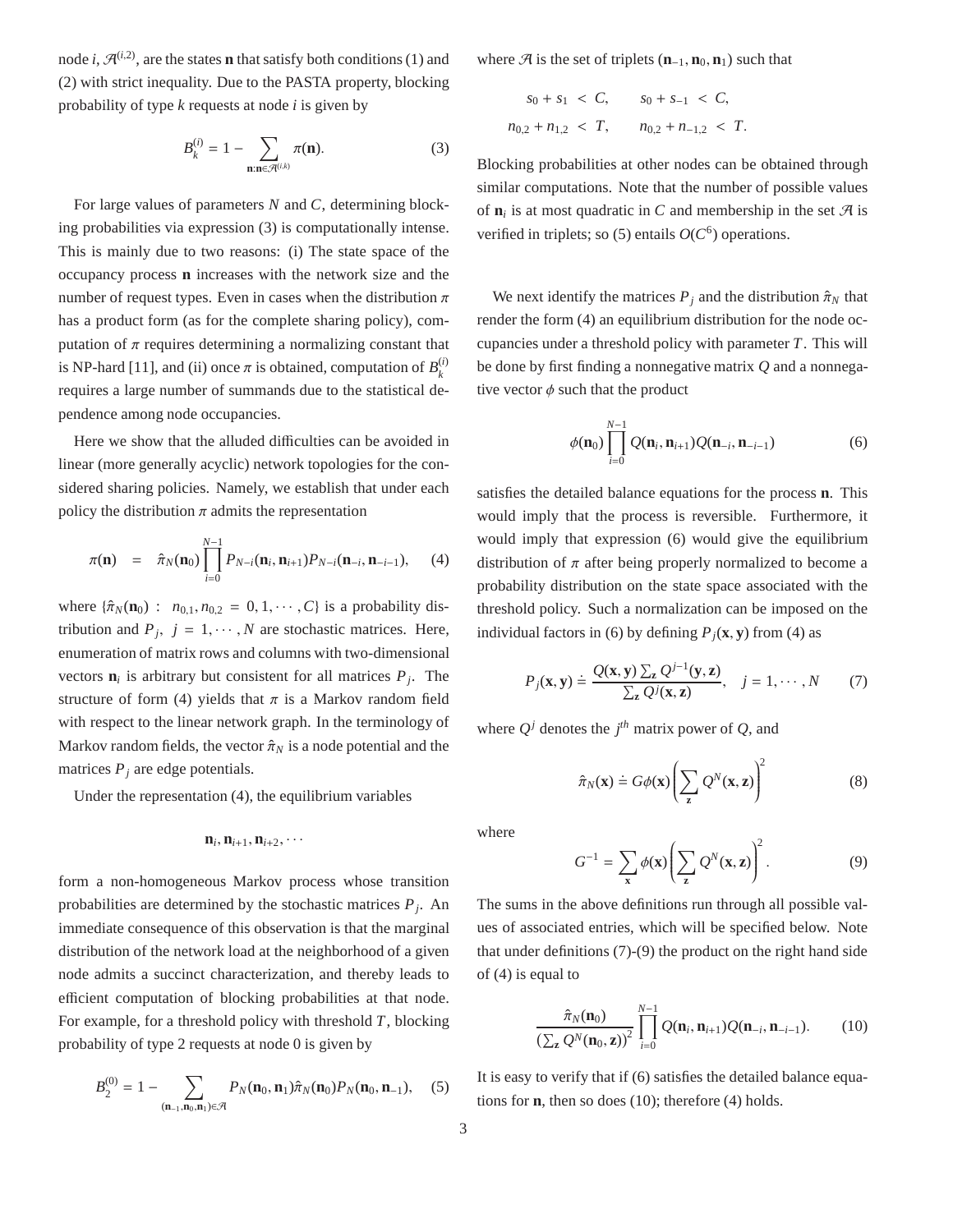node $i$, $\mathcal{A}^{(i,2)}$, are the states $\mathbf{n}$ that satisfy both conditions (1) and (2) with strict inequality. Due to the PASTA property, blocking probability of type $k$ requests at node $i$ is given by

$$B_k^{(i)} = 1 - \sum_{\mathbf{n}:\mathbf{n}\in\mathcal{A}^{(i,k)}} \pi(\mathbf{n}). \qquad (3)$$

For large values of parameters $N$ and $C$, determining blocking probabilities via expression (3) is computationally intense. This is mainly due to two reasons: (i) The state space of the occupancy process $\mathbf{n}$ increases with the network size and the number of request types. Even in cases when the distribution $\pi$ has a product form (as for the complete sharing policy), computation of $\pi$ requires determining a normalizing constant that is NP-hard [11], and (ii) once $\pi$ is obtained, computation of $B_k^{(i)}$ requires a large number of summands due to the statistical dependence among node occupancies.

Here we show that the alluded difficulties can be avoided in linear (more generally acyclic) network topologies for the considered sharing policies. Namely, we establish that under each policy the distribution $\pi$ admits the representation

$$\pi(\mathbf{n}) = \hat{\pi}_N(\mathbf{n}_0)\prod_{i=0}^{N-1} P_{N-i}(\mathbf{n}_i,\mathbf{n}_{i+1})P_{N-i}(\mathbf{n}_{-i},\mathbf{n}_{-i-1}), \qquad (4)$$

where $\{\hat{\pi}_N(\mathbf{n}_0) : n_{0,1}, n_{0,2} = 0, 1, \cdots, C\}$ is a probability distribution and $P_j$, $j = 1, \cdots, N$ are stochastic matrices. Here, enumeration of matrix rows and columns with two-dimensional vectors $\mathbf{n}_i$ is arbitrary but consistent for all matrices $P_j$. The structure of form (4) yields that $\pi$ is a Markov random field with respect to the linear network graph. In the terminology of Markov random fields, the vector $\hat{\pi}_N$ is a node potential and the matrices $P_j$ are edge potentials.

Under the representation (4), the equilibrium variables

$$\mathbf{n}_i, \mathbf{n}_{i+1}, \mathbf{n}_{i+2}, \cdots$$

form a non-homogeneous Markov process whose transition probabilities are determined by the stochastic matrices $P_j$. An immediate consequence of this observation is that the marginal distribution of the network load at the neighborhood of a given node admits a succinct characterization, and thereby leads to efficient computation of blocking probabilities at that node. For example, for a threshold policy with threshold $T$, blocking probability of type 2 requests at node 0 is given by

$$B_2^{(0)} = 1 - \sum_{(\mathbf{n}_{-1},\mathbf{n}_0,\mathbf{n}_1)\in\mathcal{A}} P_N(\mathbf{n}_0,\mathbf{n}_1)\hat{\pi}_N(\mathbf{n}_0)P_N(\mathbf{n}_0,\mathbf{n}_{-1}), \qquad (5)$$

where $\mathcal{A}$ is the set of triplets $(\mathbf{n}_{-1},\mathbf{n}_0,\mathbf{n}_1)$ such that

$$s_0 + s_1 < C, \qquad s_0 + s_{-1} < C,$$
$$n_{0,2} + n_{1,2} < T, \qquad n_{0,2} + n_{-1,2} < T.$$

Blocking probabilities at other nodes can be obtained through similar computations. Note that the number of possible values of $\mathbf{n}_i$ is at most quadratic in $C$ and membership in the set $\mathcal{A}$ is verified in triplets; so (5) entails $O(C^6)$ operations.

We next identify the matrices $P_j$ and the distribution $\hat{\pi}_N$ that render the form (4) an equilibrium distribution for the node occupancies under a threshold policy with parameter $T$. This will be done by first finding a nonnegative matrix $Q$ and a nonnegative vector $\phi$ such that the product

$$\phi(\mathbf{n}_0)\prod_{i=0}^{N-1} Q(\mathbf{n}_i,\mathbf{n}_{i+1})Q(\mathbf{n}_{-i},\mathbf{n}_{-i-1}) \qquad (6)$$

satisfies the detailed balance equations for the process $\mathbf{n}$. This would imply that the process is reversible. Furthermore, it would imply that expression (6) would give the equilibrium distribution of $\pi$ after being properly normalized to become a probability distribution on the state space associated with the threshold policy. Such a normalization can be imposed on the individual factors in (6) by defining $P_j(\mathbf{x},\mathbf{y})$ from (4) as

$$P_j(\mathbf{x},\mathbf{y}) \doteq \frac{Q(\mathbf{x},\mathbf{y})\sum_{\mathbf{z}} Q^{j-1}(\mathbf{y},\mathbf{z})}{\sum_{\mathbf{z}} Q^j(\mathbf{x},\mathbf{z})}, \quad j = 1, \cdots, N \qquad (7)$$

where $Q^j$ denotes the $j^{th}$ matrix power of $Q$, and

$$\hat{\pi}_N(\mathbf{x}) \doteq G\phi(\mathbf{x})\left(\sum_{\mathbf{z}} Q^N(\mathbf{x},\mathbf{z})\right)^2 \qquad (8)$$

where

$$G^{-1} = \sum_{\mathbf{x}} \phi(\mathbf{x})\left(\sum_{\mathbf{z}} Q^N(\mathbf{x},\mathbf{z})\right)^2. \qquad (9)$$

The sums in the above definitions run through all possible values of associated entries, which will be specified below. Note that under definitions (7)-(9) the product on the right hand side of (4) is equal to

$$\frac{\hat{\pi}_N(\mathbf{n}_0)}{\left(\sum_{\mathbf{z}} Q^N(\mathbf{n}_0,\mathbf{z})\right)^2}\prod_{i=0}^{N-1} Q(\mathbf{n}_i,\mathbf{n}_{i+1})Q(\mathbf{n}_{-i},\mathbf{n}_{-i-1}). \qquad (10)$$

It is easy to verify that if (6) satisfies the detailed balance equations for $\mathbf{n}$, then so does (10); therefore (4) holds.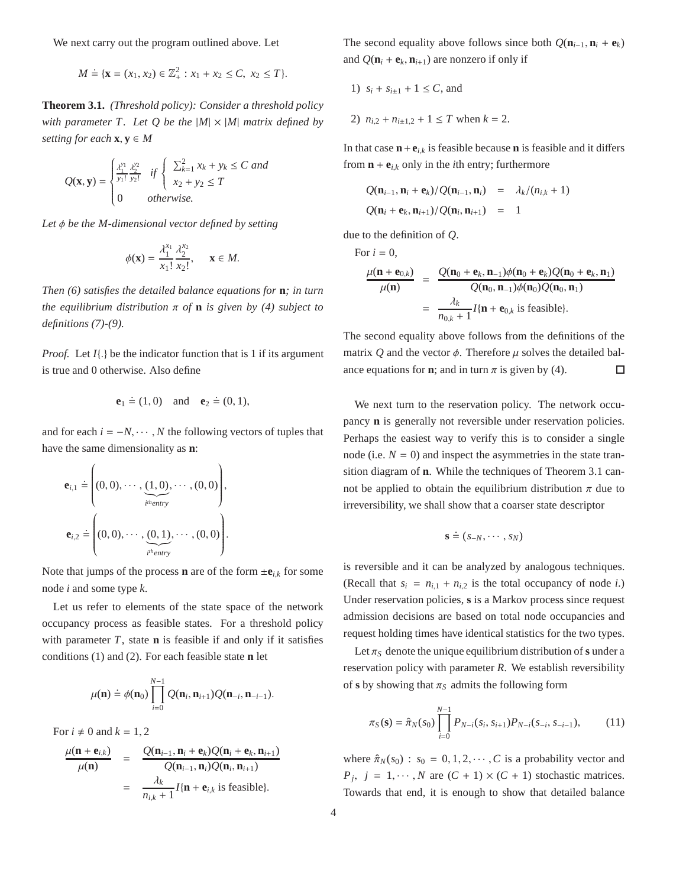We next carry out the program outlined above. Let

$$M \doteq \{\mathbf{x} = (x_1, x_2) \in \mathbb{Z}_+^2 : x_1 + x_2 \le C,\ x_2 \le T\}.$$

**Theorem 3.1.** *(Threshold policy): Consider a threshold policy with parameter $T$. Let $Q$ be the $|M| \times |M|$ matrix defined by setting for each $\mathbf{x}, \mathbf{y} \in M$*

$$Q(\mathbf{x}, \mathbf{y}) = \begin{cases} \frac{\lambda_1^{y_1}}{y_1!}\frac{\lambda_2^{y_2}}{y_2!} & \text{if } \begin{cases} \sum_{k=1}^{2} x_k + y_k \le C \text{ and} \\ x_2 + y_2 \le T \end{cases} \\ 0 & \text{otherwise.} \end{cases}$$

*Let $\phi$ be the $M$-dimensional vector defined by setting*

$$\phi(\mathbf{x}) = \frac{\lambda_1^{x_1}}{x_1!}\frac{\lambda_2^{x_2}}{x_2!}, \quad \mathbf{x} \in M.$$

*Then (6) satisfies the detailed balance equations for $\mathbf{n}$; in turn the equilibrium distribution $\pi$ of $\mathbf{n}$ is given by (4) subject to definitions (7)-(9).*

*Proof.* Let $I\{.\}$ be the indicator function that is 1 if its argument is true and 0 otherwise. Also define

$$\mathbf{e}_1 \doteq (1, 0) \quad \text{and} \quad \mathbf{e}_2 \doteq (0, 1),$$

and for each $i = -N, \cdots, N$ the following vectors of tuples that have the same dimensionality as $\mathbf{n}$:

$$\mathbf{e}_{i,1} \doteq \left( (0,0), \cdots, \underbrace{(1,0)}_{i^{th} entry}, \cdots, (0,0) \right),$$

$$\mathbf{e}_{i,2} \doteq \left( (0,0), \cdots, \underbrace{(0,1)}_{i^{th} entry}, \cdots, (0,0) \right).$$

Note that jumps of the process $\mathbf{n}$ are of the form $\pm\mathbf{e}_{i,k}$ for some node $i$ and some type $k$.

Let us refer to elements of the state space of the network occupancy process as feasible states. For a threshold policy with parameter $T$, state $\mathbf{n}$ is feasible if and only if it satisfies conditions (1) and (2). For each feasible state $\mathbf{n}$ let

$$\mu(\mathbf{n}) \doteq \phi(\mathbf{n}_0) \prod_{i=0}^{N-1} Q(\mathbf{n}_i, \mathbf{n}_{i+1}) Q(\mathbf{n}_{-i}, \mathbf{n}_{-i-1}).$$

For $i \ne 0$ and $k = 1, 2$

$$\begin{aligned} \frac{\mu(\mathbf{n} + \mathbf{e}_{i,k})}{\mu(\mathbf{n})} &= \frac{Q(\mathbf{n}_{i-1}, \mathbf{n}_i + \mathbf{e}_k) Q(\mathbf{n}_i + \mathbf{e}_k, \mathbf{n}_{i+1})}{Q(\mathbf{n}_{i-1}, \mathbf{n}_i) Q(\mathbf{n}_i, \mathbf{n}_{i+1})} \\ &= \frac{\lambda_k}{n_{i,k} + 1} I\{\mathbf{n} + \mathbf{e}_{i,k} \text{ is feasible}\}. \end{aligned}$$

The second equality above follows since both $Q(\mathbf{n}_{i-1}, \mathbf{n}_i + \mathbf{e}_k)$ and $Q(\mathbf{n}_i + \mathbf{e}_k, \mathbf{n}_{i+1})$ are nonzero if only if

1) $s_i + s_{i\pm1} + 1 \le C$, and

2) $n_{i,2} + n_{i\pm1,2} + 1 \le T$ when $k = 2$.

In that case $\mathbf{n} + \mathbf{e}_{i,k}$ is feasible because $\mathbf{n}$ is feasible and it differs from $\mathbf{n} + \mathbf{e}_{i,k}$ only in the $i$th entry; furthermore

$$\begin{aligned} Q(\mathbf{n}_{i-1}, \mathbf{n}_i + \mathbf{e}_k)/Q(\mathbf{n}_{i-1}, \mathbf{n}_i) &= \lambda_k/(n_{i,k} + 1) \\ Q(\mathbf{n}_i + \mathbf{e}_k, \mathbf{n}_{i+1})/Q(\mathbf{n}_i, \mathbf{n}_{i+1}) &= 1 \end{aligned}$$

due to the definition of $Q$.

For $i = 0$,

$$\begin{aligned} \frac{\mu(\mathbf{n} + \mathbf{e}_{0,k})}{\mu(\mathbf{n})} &= \frac{Q(\mathbf{n}_0 + \mathbf{e}_k, \mathbf{n}_{-1})\phi(\mathbf{n}_0 + \mathbf{e}_k)Q(\mathbf{n}_0 + \mathbf{e}_k, \mathbf{n}_1)}{Q(\mathbf{n}_0, \mathbf{n}_{-1})\phi(\mathbf{n}_0)Q(\mathbf{n}_0, \mathbf{n}_1)} \\ &= \frac{\lambda_k}{n_{0,k} + 1} I\{\mathbf{n} + \mathbf{e}_{0,k} \text{ is feasible}\}. \end{aligned}$$

The second equality above follows from the definitions of the matrix $Q$ and the vector $\phi$. Therefore $\mu$ solves the detailed balance equations for $\mathbf{n}$; and in turn $\pi$ is given by (4). □

We next turn to the reservation policy. The network occupancy $\mathbf{n}$ is generally not reversible under reservation policies. Perhaps the easiest way to verify this is to consider a single node (i.e. $N = 0$) and inspect the asymmetries in the state transition diagram of $\mathbf{n}$. While the techniques of Theorem 3.1 cannot be applied to obtain the equilibrium distribution $\pi$ due to irreversibility, we shall show that a coarser state descriptor

$$\mathbf{s} \doteq (s_{-N}, \cdots, s_N)$$

is reversible and it can be analyzed by analogous techniques. (Recall that $s_i = n_{i,1} + n_{i,2}$ is the total occupancy of node $i$.) Under reservation policies, $\mathbf{s}$ is a Markov process since request admission decisions are based on total node occupancies and request holding times have identical statistics for the two types.

Let $\pi_S$ denote the unique equilibrium distribution of $\mathbf{s}$ under a reservation policy with parameter $R$. We establish reversibility of $\mathbf{s}$ by showing that $\pi_S$ admits the following form

$$\pi_S(\mathbf{s}) = \hat{\pi}_N(s_0) \prod_{i=0}^{N-1} P_{N-i}(s_i, s_{i+1}) P_{N-i}(s_{-i}, s_{-i-1}), \tag{11}$$

where $\hat{\pi}_N(s_0) : s_0 = 0, 1, 2, \cdots, C$ is a probability vector and $P_j,\ j = 1, \cdots, N$ are $(C+1) \times (C+1)$ stochastic matrices. Towards that end, it is enough to show that detailed balance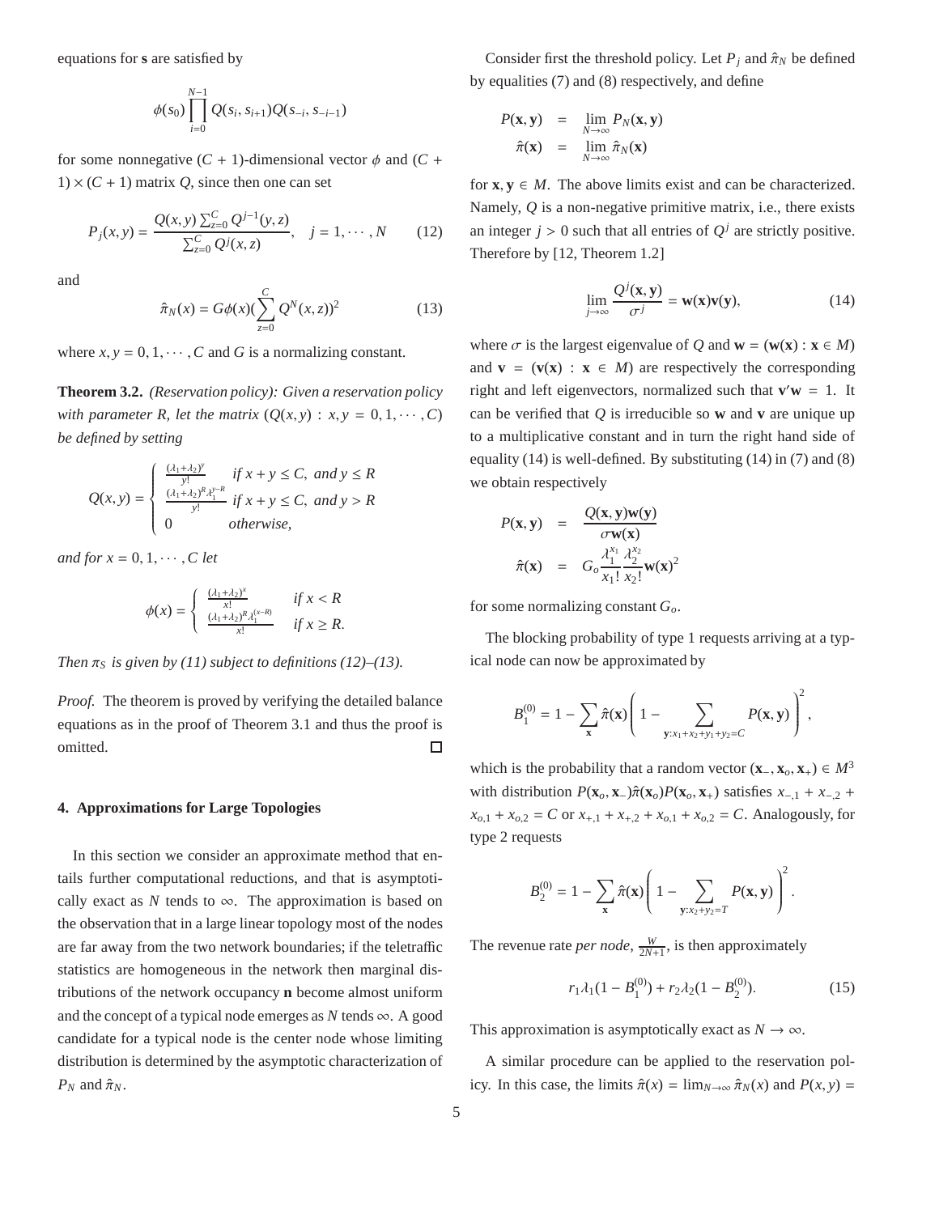equations for $\mathbf{s}$ are satisfied by

$$\phi(s_0)\prod_{i=0}^{N-1} Q(s_i, s_{i+1})Q(s_{-i}, s_{-i-1})$$

for some nonnegative $(C+1)$-dimensional vector $\phi$ and $(C+1)\times(C+1)$ matrix $Q$, since then one can set

$$P_j(x,y) = \frac{Q(x,y)\sum_{z=0}^{C} Q^{j-1}(y,z)}{\sum_{z=0}^{C} Q^j(x,z)}, \quad j = 1,\cdots,N \tag{12}$$

and

$$\hat{\pi}_N(x) = G\phi(x)(\sum_{z=0}^{C} Q^N(x,z))^2 \tag{13}$$

where $x, y = 0, 1, \cdots, C$ and $G$ is a normalizing constant.

**Theorem 3.2.** *(Reservation policy): Given a reservation policy with parameter R, let the matrix $(Q(x,y) : x, y = 0, 1, \cdots, C)$ be defined by setting*

$$Q(x,y) = \begin{cases} \frac{(\lambda_1+\lambda_2)^y}{y!} & \text{if } x+y \le C, \text{ and } y \le R \\ \frac{(\lambda_1+\lambda_2)^R \lambda_1^{y-R}}{y!} & \text{if } x+y \le C, \text{ and } y > R \\ 0 & \text{otherwise,} \end{cases}$$

*and for $x = 0, 1, \cdots, C$ let*

$$\phi(x) = \begin{cases} \frac{(\lambda_1+\lambda_2)^x}{x!} & \text{if } x < R \\ \frac{(\lambda_1+\lambda_2)^R \lambda_1^{(x-R)}}{x!} & \text{if } x \ge R. \end{cases}$$

*Then $\pi_S$ is given by (11) subject to definitions (12)–(13).*

*Proof.* The theorem is proved by verifying the detailed balance equations as in the proof of Theorem 3.1 and thus the proof is omitted. □

## 4. Approximations for Large Topologies

In this section we consider an approximate method that entails further computational reductions, and that is asymptotically exact as $N$ tends to $\infty$. The approximation is based on the observation that in a large linear topology most of the nodes are far away from the two network boundaries; if the teletraffic statistics are homogeneous in the network then marginal distributions of the network occupancy $\mathbf{n}$ become almost uniform and the concept of a typical node emerges as $N$ tends $\infty$. A good candidate for a typical node is the center node whose limiting distribution is determined by the asymptotic characterization of $P_N$ and $\hat{\pi}_N$.

Consider first the threshold policy. Let $P_j$ and $\hat{\pi}_N$ be defined by equalities (7) and (8) respectively, and define

$$\begin{aligned} P(\mathbf{x},\mathbf{y}) &= \lim_{N\to\infty} P_N(\mathbf{x},\mathbf{y}) \\ \hat{\pi}(\mathbf{x}) &= \lim_{N\to\infty} \hat{\pi}_N(\mathbf{x}) \end{aligned}$$

for $\mathbf{x},\mathbf{y} \in M$. The above limits exist and can be characterized. Namely, $Q$ is a non-negative primitive matrix, i.e., there exists an integer $j > 0$ such that all entries of $Q^j$ are strictly positive. Therefore by [12, Theorem 1.2]

$$\lim_{j\to\infty} \frac{Q^j(\mathbf{x},\mathbf{y})}{\sigma^j} = \mathbf{w}(\mathbf{x})\mathbf{v}(\mathbf{y}), \tag{14}$$

where $\sigma$ is the largest eigenvalue of $Q$ and $\mathbf{w} = (\mathbf{w}(\mathbf{x}) : \mathbf{x} \in M)$ and $\mathbf{v} = (\mathbf{v}(\mathbf{x}) : \mathbf{x} \in M)$ are respectively the corresponding right and left eigenvectors, normalized such that $\mathbf{v}'\mathbf{w} = 1$. It can be verified that $Q$ is irreducible so $\mathbf{w}$ and $\mathbf{v}$ are unique up to a multiplicative constant and in turn the right hand side of equality (14) is well-defined. By substituting (14) in (7) and (8) we obtain respectively

$$\begin{aligned} P(\mathbf{x},\mathbf{y}) &= \frac{Q(\mathbf{x},\mathbf{y})\mathbf{w}(\mathbf{y})}{\sigma\mathbf{w}(\mathbf{x})} \\ \hat{\pi}(\mathbf{x}) &= G_o \frac{\lambda_1^{x_1}}{x_1!}\frac{\lambda_2^{x_2}}{x_2!}\mathbf{w}(\mathbf{x})^2 \end{aligned}$$

for some normalizing constant $G_o$.

The blocking probability of type 1 requests arriving at a typical node can now be approximated by

$$B_1^{(0)} = 1 - \sum_{\mathbf{x}} \hat{\pi}(\mathbf{x})\left(1 - \sum_{\mathbf{y}:x_1+x_2+y_1+y_2=C} P(\mathbf{x},\mathbf{y})\right)^2,$$

which is the probability that a random vector $(\mathbf{x}_-, \mathbf{x}_o, \mathbf{x}_+) \in M^3$ with distribution $P(\mathbf{x}_o,\mathbf{x}_-)\hat{\pi}(\mathbf{x}_o)P(\mathbf{x}_o,\mathbf{x}_+)$ satisfies $x_{-,1} + x_{-,2} + x_{o,1} + x_{o,2} = C$ or $x_{+,1} + x_{+,2} + x_{o,1} + x_{o,2} = C$. Analogously, for type 2 requests

$$B_2^{(0)} = 1 - \sum_{\mathbf{x}} \hat{\pi}(\mathbf{x})\left(1 - \sum_{\mathbf{y}:x_2+y_2=T} P(\mathbf{x},\mathbf{y})\right)^2.$$

The revenue rate *per node*, $\frac{W}{2N+1}$, is then approximately

$$r_1\lambda_1(1 - B_1^{(0)}) + r_2\lambda_2(1 - B_2^{(0)}). \tag{15}$$

This approximation is asymptotically exact as $N \to \infty$.

A similar procedure can be applied to the reservation policy. In this case, the limits $\hat{\pi}(x) = \lim_{N\to\infty} \hat{\pi}_N(x)$ and $P(x,y) =$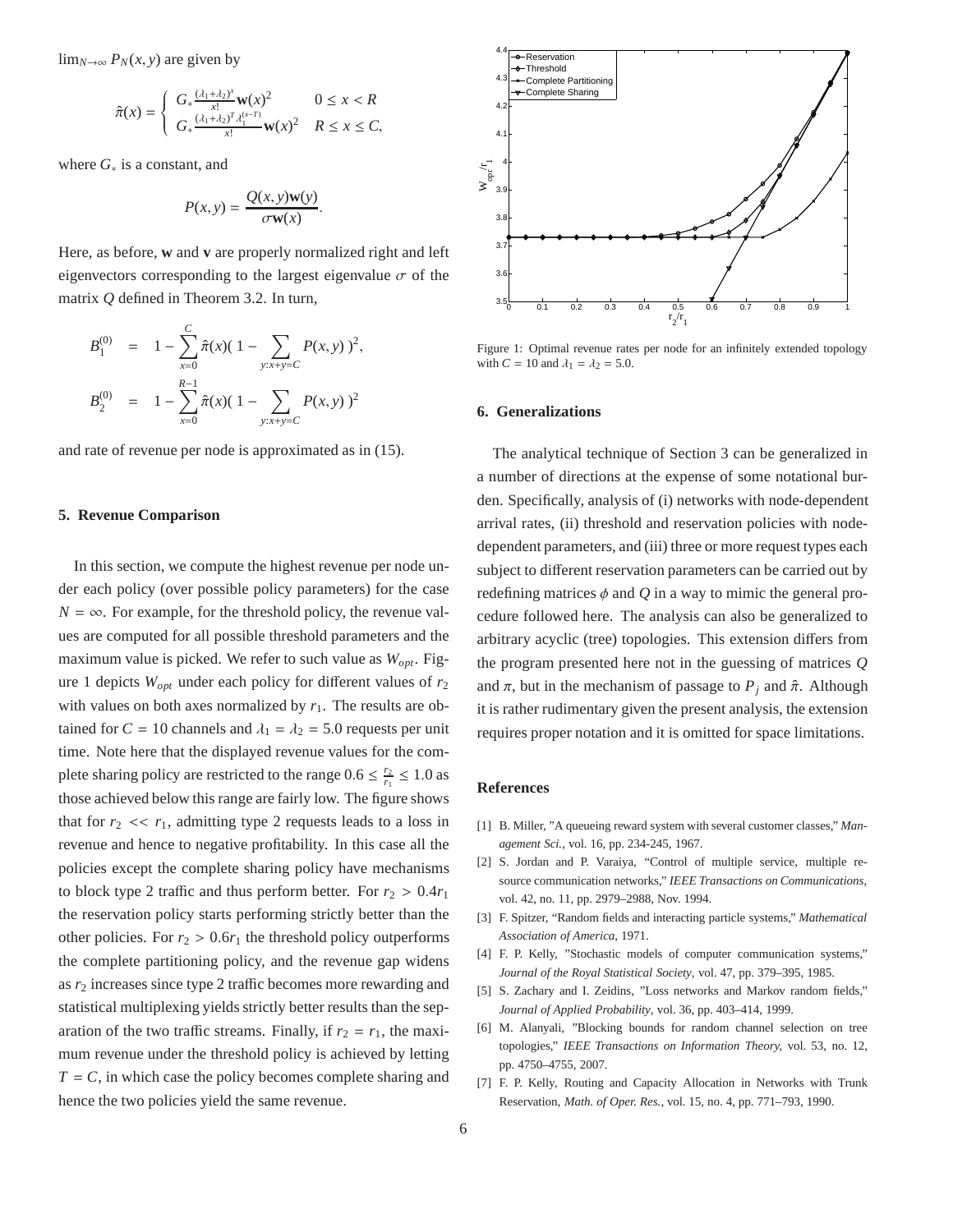$\lim_{N\to\infty} P_N(x, y)$ are given by

$$\hat{\pi}(x) = \begin{cases} G_* \frac{(\lambda_1+\lambda_2)^x}{x!} \mathbf{w}(x)^2 & 0 \le x < R \\ G_* \frac{(\lambda_1+\lambda_2)^T \lambda_1^{(x-T)}}{x!} \mathbf{w}(x)^2 & R \le x \le C, \end{cases}$$

where $G_*$ is a constant, and

$$P(x, y) = \frac{Q(x, y)\mathbf{w}(y)}{\sigma \mathbf{w}(x)}.$$

Here, as before, $\mathbf{w}$ and $\mathbf{v}$ are properly normalized right and left eigenvectors corresponding to the largest eigenvalue $\sigma$ of the matrix $Q$ defined in Theorem 3.2. In turn,

$$B_1^{(0)} = 1 - \sum_{x=0}^{C} \hat{\pi}(x)\Big( 1 - \sum_{y:x+y=C} P(x, y) \Big)^2,$$

$$B_2^{(0)} = 1 - \sum_{x=0}^{R-1} \hat{\pi}(x)\Big( 1 - \sum_{y:x+y=C} P(x, y) \Big)^2$$

and rate of revenue per node is approximated as in (15).

## 5. Revenue Comparison

In this section, we compute the highest revenue per node under each policy (over possible policy parameters) for the case $N = \infty$. For example, for the threshold policy, the revenue values are computed for all possible threshold parameters and the maximum value is picked. We refer to such value as $W_{opt}$. Figure 1 depicts $W_{opt}$ under each policy for different values of $r_2$ with values on both axes normalized by $r_1$. The results are obtained for $C = 10$ channels and $\lambda_1 = \lambda_2 = 5.0$ requests per unit time. Note here that the displayed revenue values for the complete sharing policy are restricted to the range $0.6 \le \frac{r_2}{r_1} \le 1.0$ as those achieved below this range are fairly low. The figure shows that for $r_2 << r_1$, admitting type 2 requests leads to a loss in revenue and hence to negative profitability. In this case all the policies except the complete sharing policy have mechanisms to block type 2 traffic and thus perform better. For $r_2 > 0.4r_1$ the reservation policy starts performing strictly better than the other policies. For $r_2 > 0.6r_1$ the threshold policy outperforms the complete partitioning policy, and the revenue gap widens as $r_2$ increases since type 2 traffic becomes more rewarding and statistical multiplexing yields strictly better results than the separation of the two traffic streams. Finally, if $r_2 = r_1$, the maximum revenue under the threshold policy is achieved by letting $T = C$, in which case the policy becomes complete sharing and hence the two policies yield the same revenue.

Figure 1: Optimal revenue rates per node for an infinitely extended topology with $C = 10$ and $\lambda_1 = \lambda_2 = 5.0$.

## 6. Generalizations

The analytical technique of Section 3 can be generalized in a number of directions at the expense of some notational burden. Specifically, analysis of (i) networks with node-dependent arrival rates, (ii) threshold and reservation policies with node-dependent parameters, and (iii) three or more request types each subject to different reservation parameters can be carried out by redefining matrices $\phi$ and $Q$ in a way to mimic the general procedure followed here. The analysis can also be generalized to arbitrary acyclic (tree) topologies. This extension differs from the program presented here not in the guessing of matrices $Q$ and $\pi$, but in the mechanism of passage to $P_j$ and $\hat{\pi}$. Although it is rather rudimentary given the present analysis, the extension requires proper notation and it is omitted for space limitations.

## References

[1] B. Miller, "A queueing reward system with several customer classes," *Management Sci.*, vol. 16, pp. 234-245, 1967.

[2] S. Jordan and P. Varaiya, "Control of multiple service, multiple resource communication networks," *IEEE Transactions on Communications*, vol. 42, no. 11, pp. 2979–2988, Nov. 1994.

[3] F. Spitzer, "Random fields and interacting particle systems," *Mathematical Association of America*, 1971.

[4] F. P. Kelly, "Stochastic models of computer communication systems," *Journal of the Royal Statistical Society*, vol. 47, pp. 379–395, 1985.

[5] S. Zachary and I. Zeidins, "Loss networks and Markov random fields," *Journal of Applied Probability*, vol. 36, pp. 403–414, 1999.

[6] M. Alanyali, "Blocking bounds for random channel selection on tree topologies," *IEEE Transactions on Information Theory*, vol. 53, no. 12, pp. 4750–4755, 2007.

[7] F. P. Kelly, Routing and Capacity Allocation in Networks with Trunk Reservation, *Math. of Oper. Res.*, vol. 15, no. 4, pp. 771–793, 1990.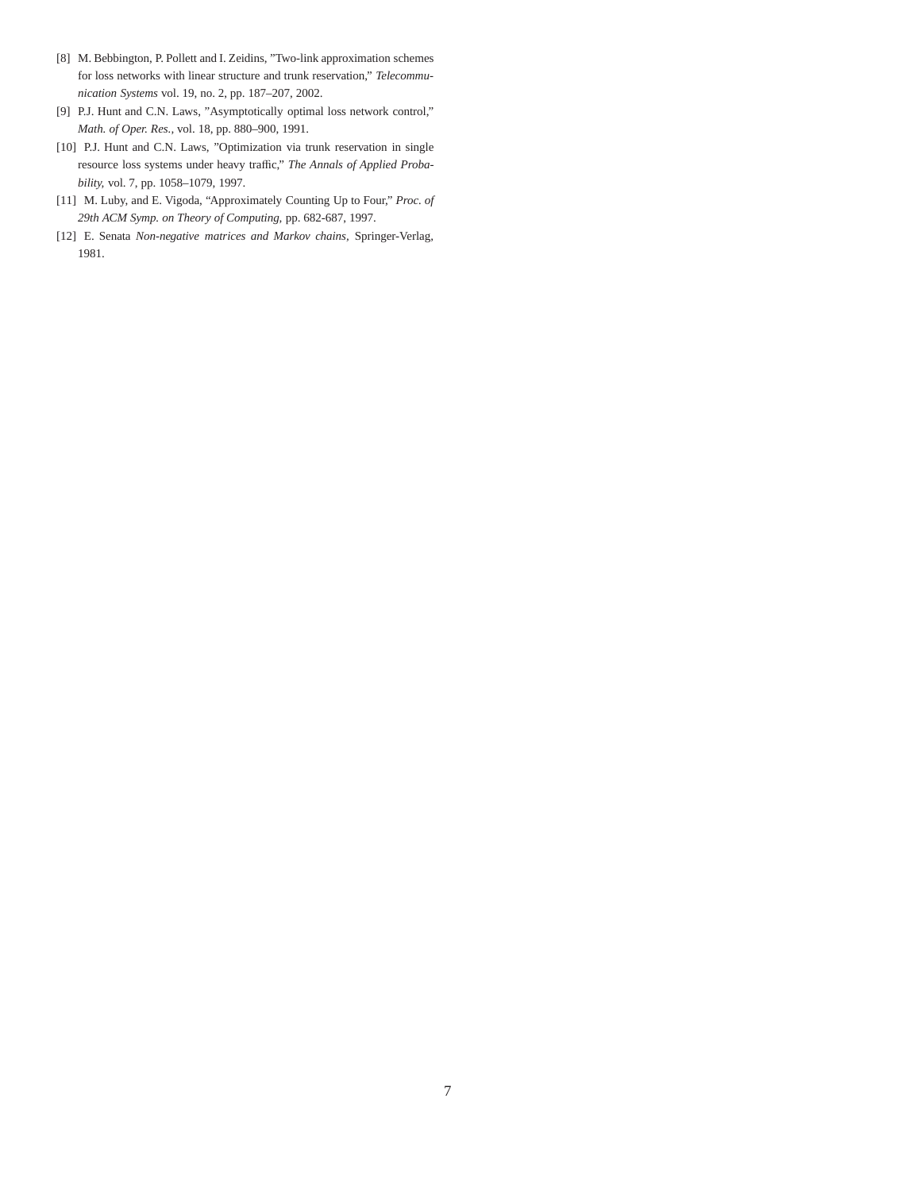[8] M. Bebbington, P. Pollett and I. Zeidins, ”Two-link approximation schemes for loss networks with linear structure and trunk reservation,” *Telecommunication Systems* vol. 19, no. 2, pp. 187–207, 2002.

[9] P.J. Hunt and C.N. Laws, ”Asymptotically optimal loss network control,” *Math. of Oper. Res.*, vol. 18, pp. 880–900, 1991.

[10] P.J. Hunt and C.N. Laws, ”Optimization via trunk reservation in single resource loss systems under heavy traffic,” *The Annals of Applied Probability,* vol. 7, pp. 1058–1079, 1997.

[11] M. Luby, and E. Vigoda, “Approximately Counting Up to Four,” *Proc. of 29th ACM Symp. on Theory of Computing,* pp. 682-687, 1997.

[12] E. Senata *Non-negative matrices and Markov chains,* Springer-Verlag, 1981.